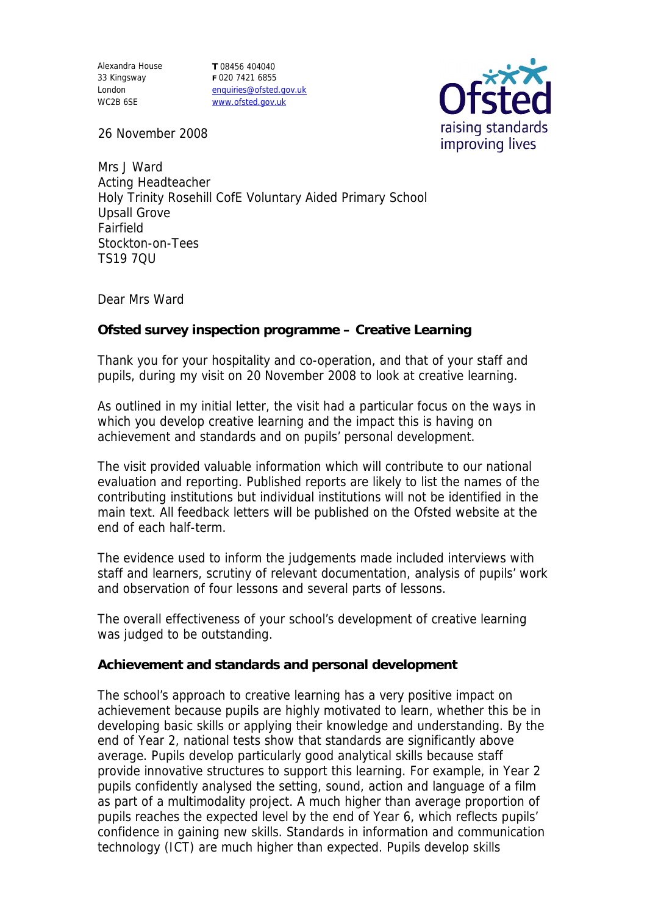Alexandra House
33 Kingsway
London
WC2B 6SE

**T** 08456 404040
**F** 020 7421 6855
enquiries@ofsted.gov.uk
www.ofsted.gov.uk

26 November 2008

Mrs J Ward
Acting Headteacher
Holy Trinity Rosehill CofE Voluntary Aided Primary School
Upsall Grove
Fairfield
Stockton-on-Tees
TS19 7QU

Dear Mrs Ward

**Ofsted survey inspection programme – Creative Learning**

Thank you for your hospitality and co-operation, and that of your staff and pupils, during my visit on 20 November 2008 to look at creative learning.

As outlined in my initial letter, the visit had a particular focus on the ways in which you develop creative learning and the impact this is having on achievement and standards and on pupils' personal development.

The visit provided valuable information which will contribute to our national evaluation and reporting. Published reports are likely to list the names of the contributing institutions but individual institutions will not be identified in the main text. All feedback letters will be published on the Ofsted website at the end of each half-term.

The evidence used to inform the judgements made included interviews with staff and learners, scrutiny of relevant documentation, analysis of pupils' work and observation of four lessons and several parts of lessons.

The overall effectiveness of your school's development of creative learning was judged to be outstanding.

**Achievement and standards and personal development**

The school's approach to creative learning has a very positive impact on achievement because pupils are highly motivated to learn, whether this be in developing basic skills or applying their knowledge and understanding. By the end of Year 2, national tests show that standards are significantly above average. Pupils develop particularly good analytical skills because staff provide innovative structures to support this learning. For example, in Year 2 pupils confidently analysed the setting, sound, action and language of a film as part of a multimodality project. A much higher than average proportion of pupils reaches the expected level by the end of Year 6, which reflects pupils' confidence in gaining new skills. Standards in information and communication technology (ICT) are much higher than expected. Pupils develop skills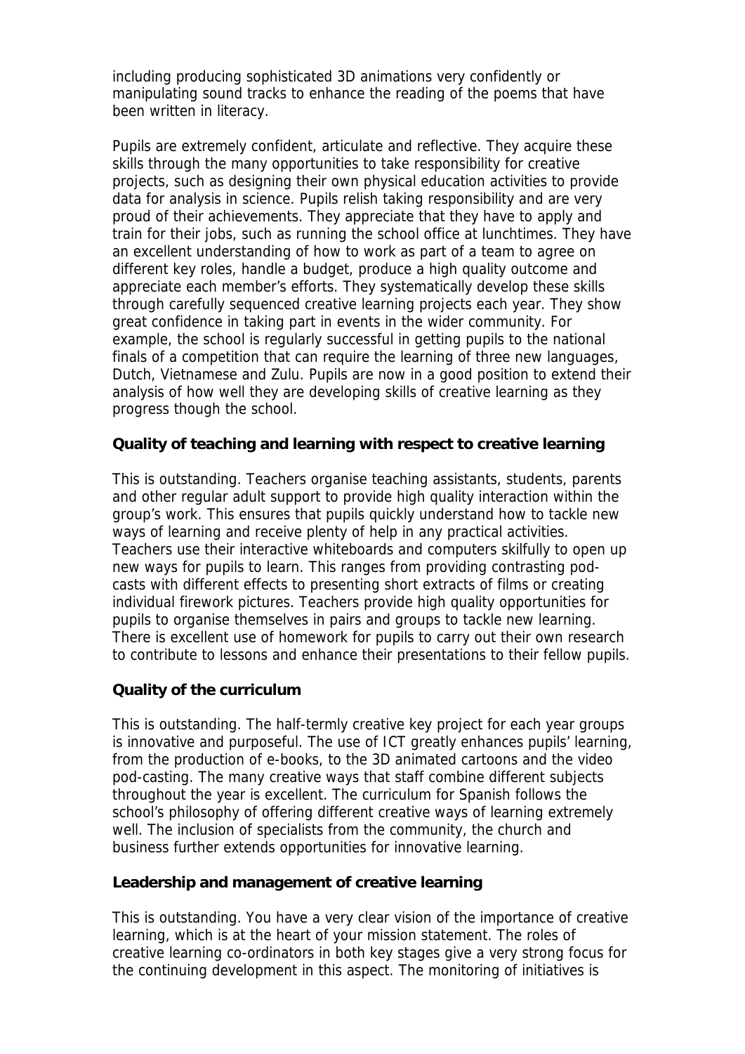including producing sophisticated 3D animations very confidently or manipulating sound tracks to enhance the reading of the poems that have been written in literacy.

Pupils are extremely confident, articulate and reflective. They acquire these skills through the many opportunities to take responsibility for creative projects, such as designing their own physical education activities to provide data for analysis in science. Pupils relish taking responsibility and are very proud of their achievements. They appreciate that they have to apply and train for their jobs, such as running the school office at lunchtimes. They have an excellent understanding of how to work as part of a team to agree on different key roles, handle a budget, produce a high quality outcome and appreciate each member's efforts. They systematically develop these skills through carefully sequenced creative learning projects each year. They show great confidence in taking part in events in the wider community. For example, the school is regularly successful in getting pupils to the national finals of a competition that can require the learning of three new languages, Dutch, Vietnamese and Zulu. Pupils are now in a good position to extend their analysis of how well they are developing skills of creative learning as they progress though the school.

**Quality of teaching and learning with respect to creative learning**

This is outstanding. Teachers organise teaching assistants, students, parents and other regular adult support to provide high quality interaction within the group's work. This ensures that pupils quickly understand how to tackle new ways of learning and receive plenty of help in any practical activities. Teachers use their interactive whiteboards and computers skilfully to open up new ways for pupils to learn. This ranges from providing contrasting pod-casts with different effects to presenting short extracts of films or creating individual firework pictures. Teachers provide high quality opportunities for pupils to organise themselves in pairs and groups to tackle new learning. There is excellent use of homework for pupils to carry out their own research to contribute to lessons and enhance their presentations to their fellow pupils.

**Quality of the curriculum**

This is outstanding. The half-termly creative key project for each year groups is innovative and purposeful. The use of ICT greatly enhances pupils' learning, from the production of e-books, to the 3D animated cartoons and the video pod-casting. The many creative ways that staff combine different subjects throughout the year is excellent. The curriculum for Spanish follows the school's philosophy of offering different creative ways of learning extremely well. The inclusion of specialists from the community, the church and business further extends opportunities for innovative learning.

**Leadership and management of creative learning**

This is outstanding. You have a very clear vision of the importance of creative learning, which is at the heart of your mission statement. The roles of creative learning co-ordinators in both key stages give a very strong focus for the continuing development in this aspect. The monitoring of initiatives is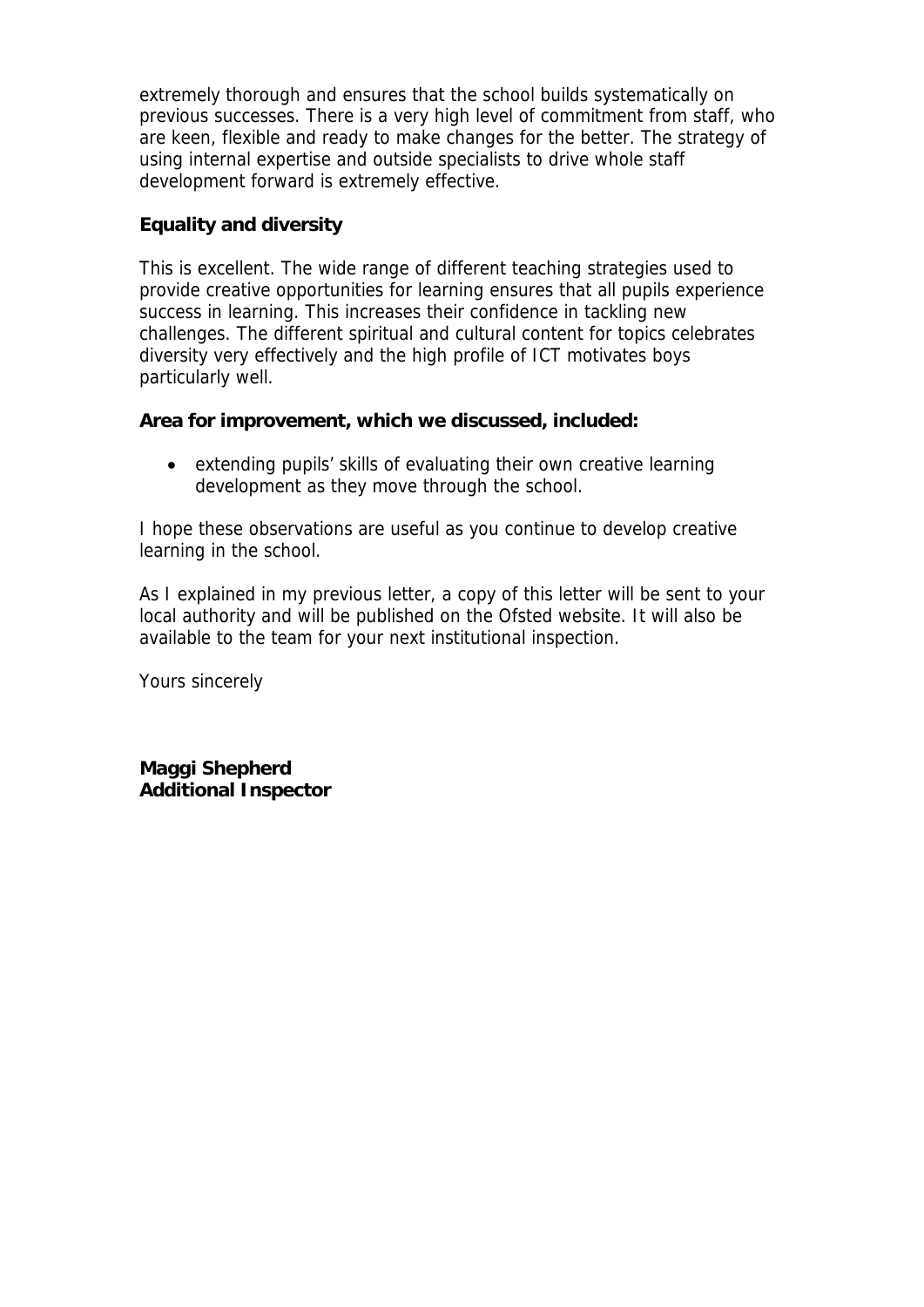extremely thorough and ensures that the school builds systematically on previous successes. There is a very high level of commitment from staff, who are keen, flexible and ready to make changes for the better. The strategy of using internal expertise and outside specialists to drive whole staff development forward is extremely effective.

**Equality and diversity**

This is excellent. The wide range of different teaching strategies used to provide creative opportunities for learning ensures that all pupils experience success in learning. This increases their confidence in tackling new challenges. The different spiritual and cultural content for topics celebrates diversity very effectively and the high profile of ICT motivates boys particularly well.

**Area for improvement, which we discussed, included:**

- extending pupils' skills of evaluating their own creative learning development as they move through the school.

I hope these observations are useful as you continue to develop creative learning in the school.

As I explained in my previous letter, a copy of this letter will be sent to your local authority and will be published on the Ofsted website. It will also be available to the team for your next institutional inspection.

Yours sincerely

**Maggi Shepherd**
**Additional Inspector**